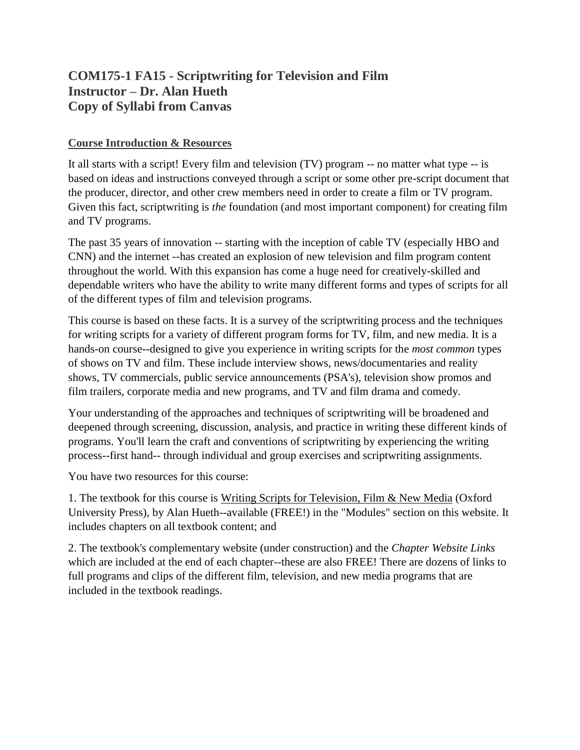# COM175-1 FA15 - Scriptwriting for Television and Film
# Instructor – Dr. Alan Hueth
# Copy of Syllabi from Canvas

## Course Introduction & Resources

It all starts with a script! Every film and television (TV) program -- no matter what type -- is based on ideas and instructions conveyed through a script or some other pre-script document that the producer, director, and other crew members need in order to create a film or TV program. Given this fact, scriptwriting is *the* foundation (and most important component) for creating film and TV programs.

The past 35 years of innovation -- starting with the inception of cable TV (especially HBO and CNN) and the internet --has created an explosion of new television and film program content throughout the world. With this expansion has come a huge need for creatively-skilled and dependable writers who have the ability to write many different forms and types of scripts for all of the different types of film and television programs.

This course is based on these facts. It is a survey of the scriptwriting process and the techniques for writing scripts for a variety of different program forms for TV, film, and new media. It is a hands-on course--designed to give you experience in writing scripts for the *most common* types of shows on TV and film. These include interview shows, news/documentaries and reality shows, TV commercials, public service announcements (PSA's), television show promos and film trailers, corporate media and new programs, and TV and film drama and comedy.

Your understanding of the approaches and techniques of scriptwriting will be broadened and deepened through screening, discussion, analysis, and practice in writing these different kinds of programs. You'll learn the craft and conventions of scriptwriting by experiencing the writing process--first hand-- through individual and group exercises and scriptwriting assignments.

You have two resources for this course:

1. The textbook for this course is Writing Scripts for Television, Film & New Media (Oxford University Press), by Alan Hueth--available (FREE!) in the "Modules" section on this website. It includes chapters on all textbook content; and

2. The textbook's complementary website (under construction) and the *Chapter Website Links* which are included at the end of each chapter--these are also FREE! There are dozens of links to full programs and clips of the different film, television, and new media programs that are included in the textbook readings.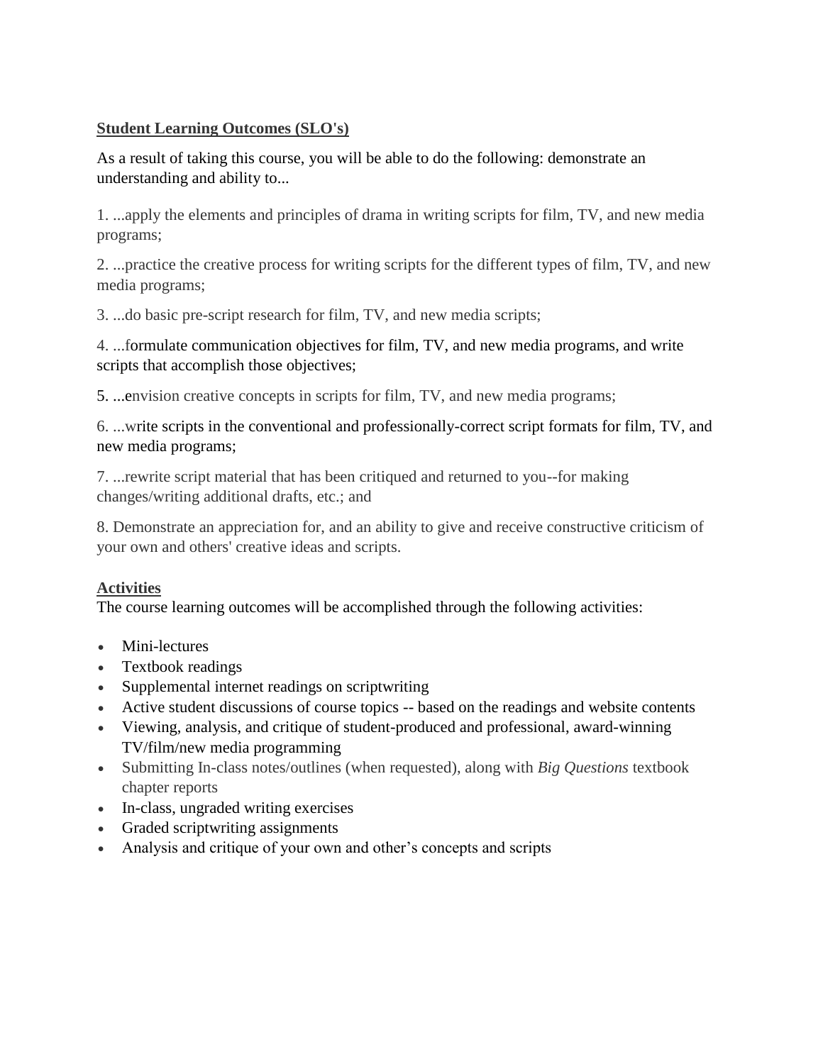**Student Learning Outcomes (SLO's)**

As a result of taking this course, you will be able to do the following: demonstrate an understanding and ability to...

1. ...apply the elements and principles of drama in writing scripts for film, TV, and new media programs;

2. ...practice the creative process for writing scripts for the different types of film, TV, and new media programs;

3. ...do basic pre-script research for film, TV, and new media scripts;

4. ...formulate communication objectives for film, TV, and new media programs, and write scripts that accomplish those objectives;

5. ...envision creative concepts in scripts for film, TV, and new media programs;

6. ...write scripts in the conventional and professionally-correct script formats for film, TV, and new media programs;

7. ...rewrite script material that has been critiqued and returned to you--for making changes/writing additional drafts, etc.; and

8. Demonstrate an appreciation for, and an ability to give and receive constructive criticism of your own and others' creative ideas and scripts.

**Activities**

The course learning outcomes will be accomplished through the following activities:

- Mini-lectures
- Textbook readings
- Supplemental internet readings on scriptwriting
- Active student discussions of course topics -- based on the readings and website contents
- Viewing, analysis, and critique of student-produced and professional, award-winning TV/film/new media programming
- Submitting In-class notes/outlines (when requested), along with *Big Questions* textbook chapter reports
- In-class, ungraded writing exercises
- Graded scriptwriting assignments
- Analysis and critique of your own and other's concepts and scripts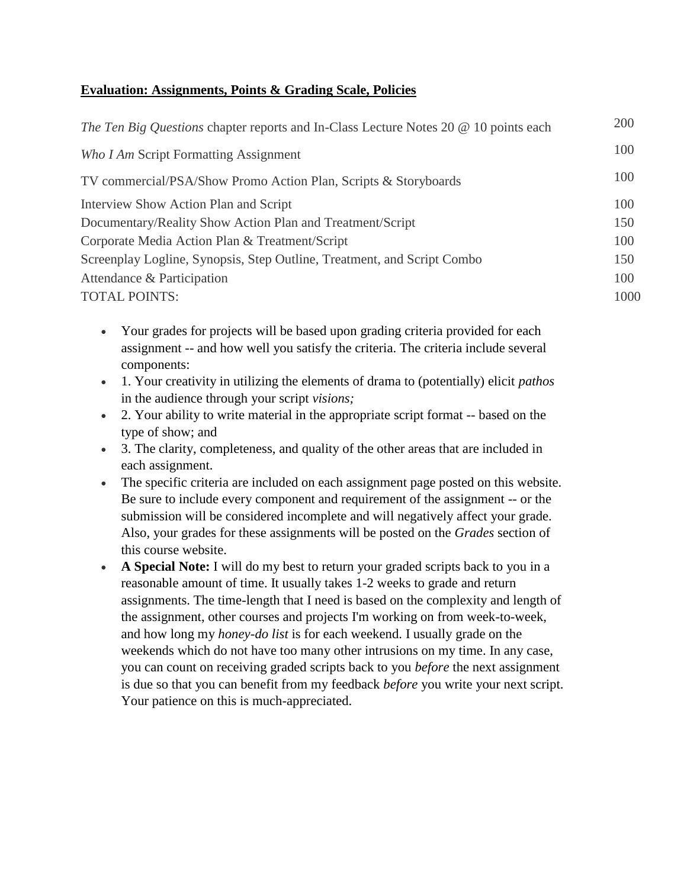**Evaluation: Assignments, Points & Grading Scale, Policies**

| | |
|---|---|
| *The Ten Big Questions* chapter reports and In-Class Lecture Notes 20 @ 10 points each | 200 |
| *Who I Am* Script Formatting Assignment | 100 |
| TV commercial/PSA/Show Promo Action Plan, Scripts & Storyboards | 100 |
| Interview Show Action Plan and Script | 100 |
| Documentary/Reality Show Action Plan and Treatment/Script | 150 |
| Corporate Media Action Plan & Treatment/Script | 100 |
| Screenplay Logline, Synopsis, Step Outline, Treatment, and Script Combo | 150 |
| Attendance & Participation | 100 |
| TOTAL POINTS: | 1000 |

- Your grades for projects will be based upon grading criteria provided for each assignment -- and how well you satisfy the criteria. The criteria include several components:
- 1. Your creativity in utilizing the elements of drama to (potentially) elicit *pathos* in the audience through your script *visions;*
- 2. Your ability to write material in the appropriate script format -- based on the type of show; and
- 3. The clarity, completeness, and quality of the other areas that are included in each assignment.
- The specific criteria are included on each assignment page posted on this website. Be sure to include every component and requirement of the assignment -- or the submission will be considered incomplete and will negatively affect your grade. Also, your grades for these assignments will be posted on the *Grades* section of this course website.
- **A Special Note:** I will do my best to return your graded scripts back to you in a reasonable amount of time. It usually takes 1-2 weeks to grade and return assignments. The time-length that I need is based on the complexity and length of the assignment, other courses and projects I'm working on from week-to-week, and how long my *honey-do list* is for each weekend. I usually grade on the weekends which do not have too many other intrusions on my time. In any case, you can count on receiving graded scripts back to you *before* the next assignment is due so that you can benefit from my feedback *before* you write your next script. Your patience on this is much-appreciated.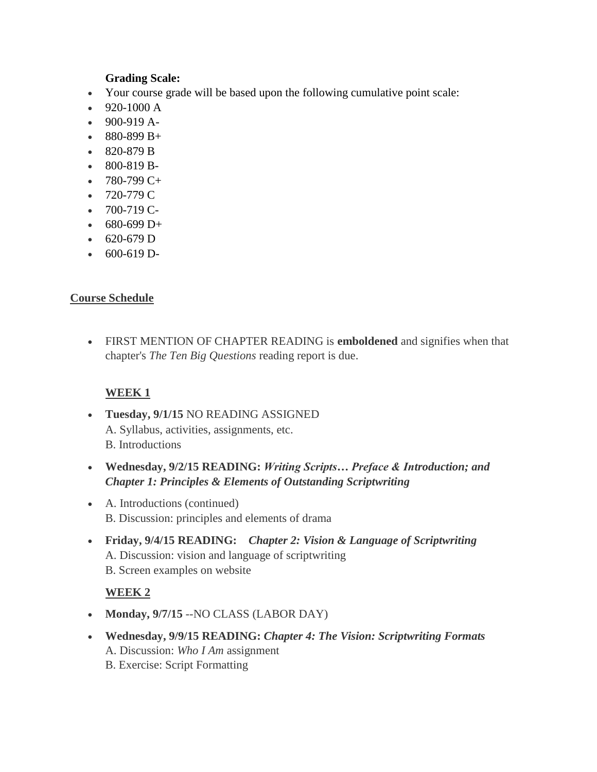**Grading Scale:**

- Your course grade will be based upon the following cumulative point scale:
- 920-1000 A
- 900-919 A-
- 880-899 B+
- 820-879 B
- 800-819 B-
- 780-799 C+
- 720-779 C
- 700-719 C-
- 680-699 D+
- 620-679 D
- 600-619 D-

## Course Schedule

- FIRST MENTION OF CHAPTER READING is **emboldened** and signifies when that chapter's *The Ten Big Questions* reading report is due.

### WEEK 1

- **Tuesday, 9/1/15** NO READING ASSIGNED
  A. Syllabus, activities, assignments, etc.
  B. Introductions
- **Wednesday, 9/2/15 READING:** ***Writing Scripts… Preface & Introduction; and Chapter 1: Principles & Elements of Outstanding Scriptwriting***
- A. Introductions (continued)
  B. Discussion: principles and elements of drama
- **Friday, 9/4/15 READING:** ***Chapter 2: Vision & Language of Scriptwriting***
  A. Discussion: vision and language of scriptwriting
  B. Screen examples on website

### WEEK 2

- **Monday, 9/7/15** --NO CLASS (LABOR DAY)
- **Wednesday, 9/9/15 READING:** ***Chapter 4: The Vision: Scriptwriting Formats***
  A. Discussion: *Who I Am* assignment
  B. Exercise: Script Formatting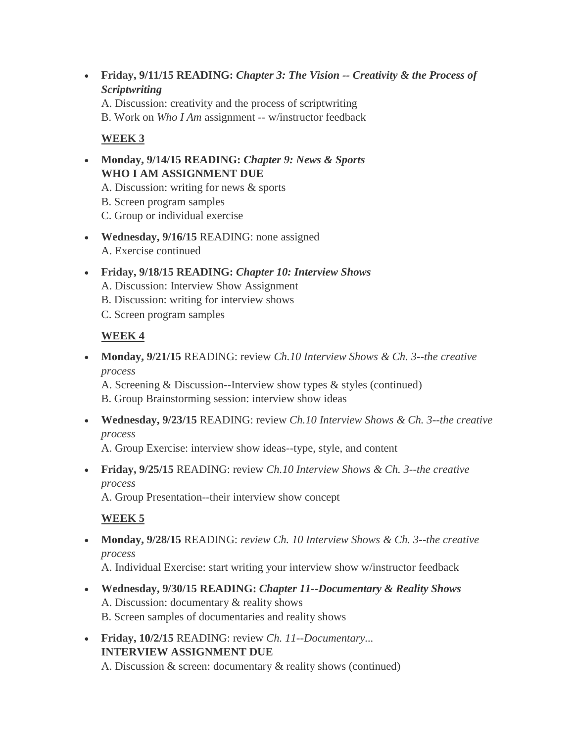- **Friday, 9/11/15 READING:** ***Chapter 3: The Vision -- Creativity & the Process of Scriptwriting***
  A. Discussion: creativity and the process of scriptwriting
  B. Work on *Who I Am* assignment -- w/instructor feedback

  **WEEK 3**

- **Monday, 9/14/15 READING:** ***Chapter 9: News & Sports***
  **WHO I AM ASSIGNMENT DUE**
  A. Discussion: writing for news & sports
  B. Screen program samples
  C. Group or individual exercise

- **Wednesday, 9/16/15** READING: none assigned
  A. Exercise continued

- **Friday, 9/18/15 READING:** ***Chapter 10: Interview Shows***
  A. Discussion: Interview Show Assignment
  B. Discussion: writing for interview shows
  C. Screen program samples

  **WEEK 4**

- **Monday, 9/21/15** READING: review *Ch.10 Interview Shows & Ch. 3--the creative process*
  A. Screening & Discussion--Interview show types & styles (continued)
  B. Group Brainstorming session: interview show ideas

- **Wednesday, 9/23/15** READING: review *Ch.10 Interview Shows & Ch. 3--the creative process*
  A. Group Exercise: interview show ideas--type, style, and content

- **Friday, 9/25/15** READING: review *Ch.10 Interview Shows & Ch. 3--the creative process*
  A. Group Presentation--their interview show concept

  **WEEK 5**

- **Monday, 9/28/15** READING: *review Ch. 10 Interview Shows & Ch. 3--the creative process*
  A. Individual Exercise: start writing your interview show w/instructor feedback

- **Wednesday, 9/30/15 READING:** ***Chapter 11--Documentary & Reality Shows***
  A. Discussion: documentary & reality shows
  B. Screen samples of documentaries and reality shows

- **Friday, 10/2/15** READING: review *Ch. 11--Documentary...*
  **INTERVIEW ASSIGNMENT DUE**
  A. Discussion & screen: documentary & reality shows (continued)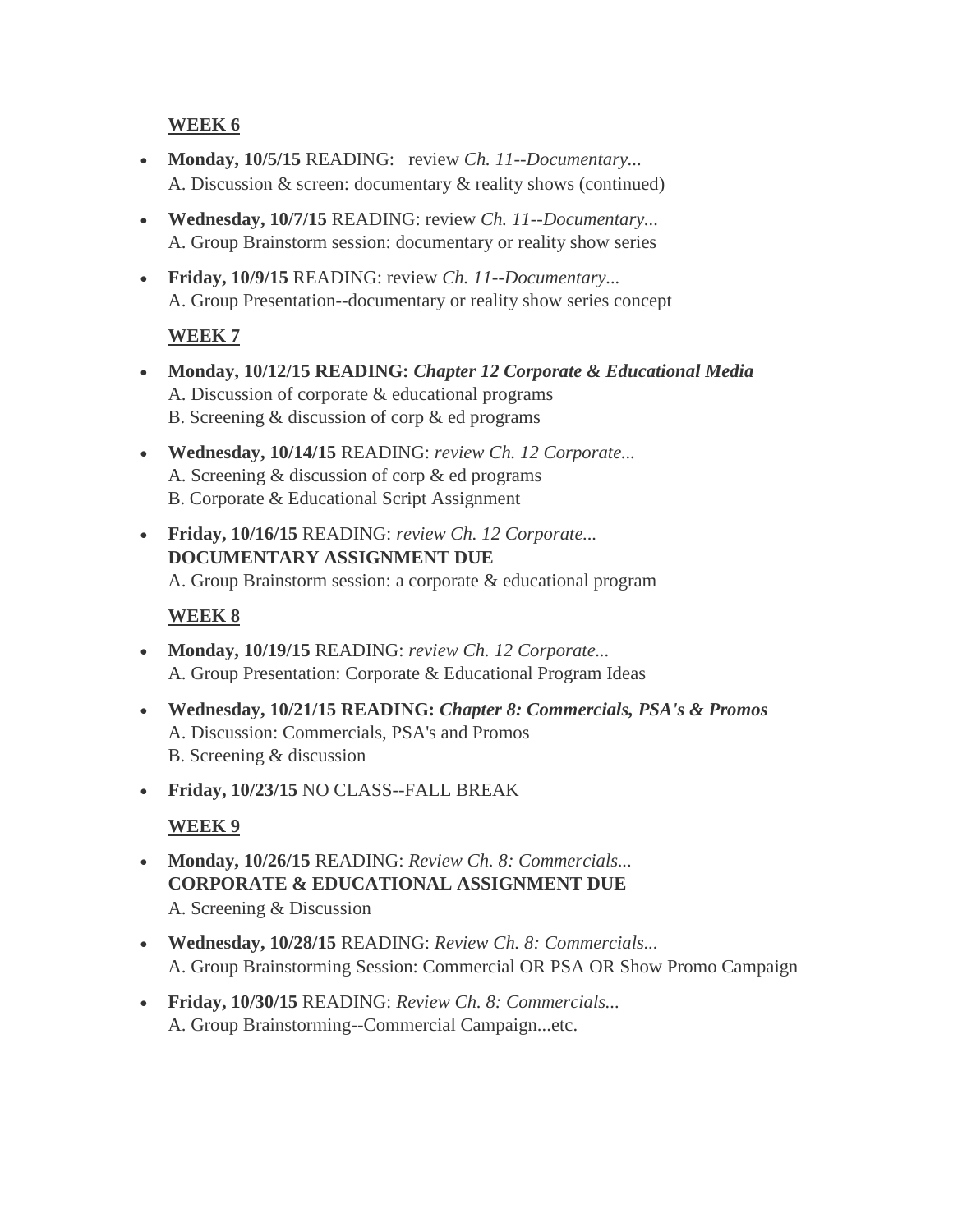**WEEK 6**

- **Monday, 10/5/15** READING: review *Ch. 11--Documentary...*
  A. Discussion & screen: documentary & reality shows (continued)
- **Wednesday, 10/7/15** READING: review *Ch. 11--Documentary...*
  A. Group Brainstorm session: documentary or reality show series
- **Friday, 10/9/15** READING: review *Ch. 11--Documentary...*
  A. Group Presentation--documentary or reality show series concept

**WEEK 7**

- **Monday, 10/12/15 READING: *Chapter 12 Corporate & Educational Media***
  A. Discussion of corporate & educational programs
  B. Screening & discussion of corp & ed programs
- **Wednesday, 10/14/15** READING: *review Ch. 12 Corporate...*
  A. Screening & discussion of corp & ed programs
  B. Corporate & Educational Script Assignment
- **Friday, 10/16/15** READING: *review Ch. 12 Corporate...*
  **DOCUMENTARY ASSIGNMENT DUE**
  A. Group Brainstorm session: a corporate & educational program

**WEEK 8**

- **Monday, 10/19/15** READING: *review Ch. 12 Corporate...*
  A. Group Presentation: Corporate & Educational Program Ideas
- **Wednesday, 10/21/15 READING: *Chapter 8: Commercials, PSA's & Promos***
  A. Discussion: Commercials, PSA's and Promos
  B. Screening & discussion
- **Friday, 10/23/15** NO CLASS--FALL BREAK

**WEEK 9**

- **Monday, 10/26/15** READING: *Review Ch. 8: Commercials...*
  **CORPORATE & EDUCATIONAL ASSIGNMENT DUE**
  A. Screening & Discussion
- **Wednesday, 10/28/15** READING: *Review Ch. 8: Commercials...*
  A. Group Brainstorming Session: Commercial OR PSA OR Show Promo Campaign
- **Friday, 10/30/15** READING: *Review Ch. 8: Commercials...*
  A. Group Brainstorming--Commercial Campaign...etc.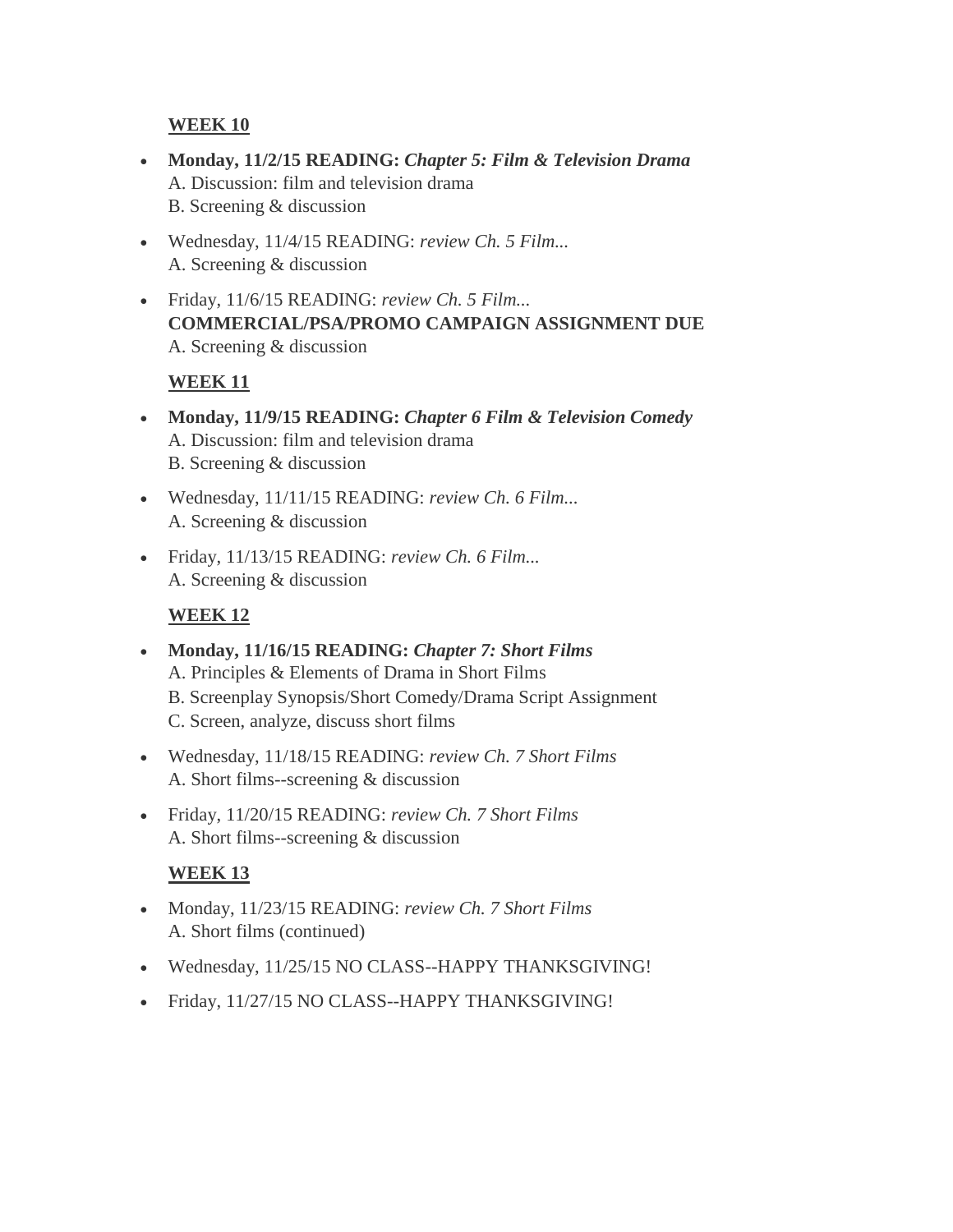**WEEK 10**

- **Monday, 11/2/15 READING:** ***Chapter 5: Film & Television Drama***
  A. Discussion: film and television drama
  B. Screening & discussion
- Wednesday, 11/4/15 READING: *review Ch. 5 Film...*
  A. Screening & discussion
- Friday, 11/6/15 READING: *review Ch. 5 Film...*
  **COMMERCIAL/PSA/PROMO CAMPAIGN ASSIGNMENT DUE**
  A. Screening & discussion

**WEEK 11**

- **Monday, 11/9/15 READING:** ***Chapter 6 Film & Television Comedy***
  A. Discussion: film and television drama
  B. Screening & discussion
- Wednesday, 11/11/15 READING: *review Ch. 6 Film...*
  A. Screening & discussion
- Friday, 11/13/15 READING: *review Ch. 6 Film...*
  A. Screening & discussion

**WEEK 12**

- **Monday, 11/16/15 READING:** ***Chapter 7: Short Films***
  A. Principles & Elements of Drama in Short Films
  B. Screenplay Synopsis/Short Comedy/Drama Script Assignment
  C. Screen, analyze, discuss short films
- Wednesday, 11/18/15 READING: *review Ch. 7 Short Films*
  A. Short films--screening & discussion
- Friday, 11/20/15 READING: *review Ch. 7 Short Films*
  A. Short films--screening & discussion

**WEEK 13**

- Monday, 11/23/15 READING: *review Ch. 7 Short Films*
  A. Short films (continued)
- Wednesday, 11/25/15 NO CLASS--HAPPY THANKSGIVING!
- Friday, 11/27/15 NO CLASS--HAPPY THANKSGIVING!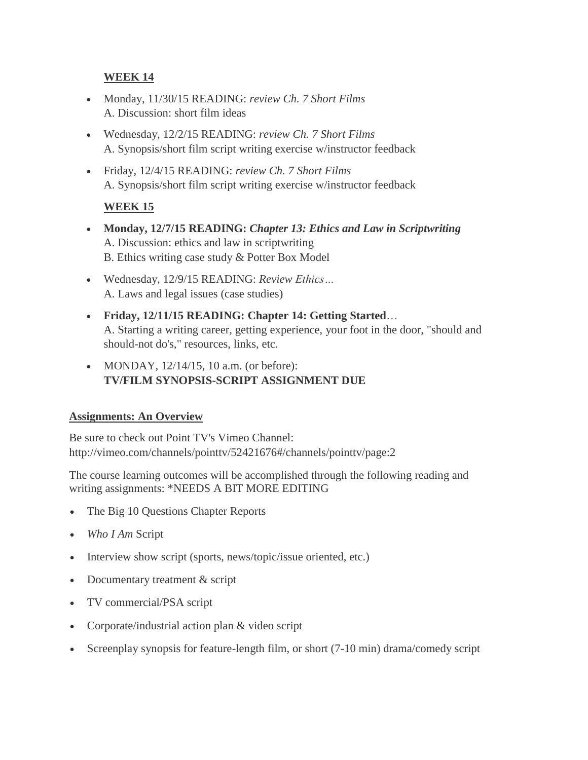**WEEK 14**

- Monday, 11/30/15 READING: *review Ch. 7 Short Films*
  A. Discussion: short film ideas
- Wednesday, 12/2/15 READING: *review Ch. 7 Short Films*
  A. Synopsis/short film script writing exercise w/instructor feedback
- Friday, 12/4/15 READING: *review Ch. 7 Short Films*
  A. Synopsis/short film script writing exercise w/instructor feedback

**WEEK 15**

- **Monday, 12/7/15 READING:** ***Chapter 13: Ethics and Law in Scriptwriting***
  A. Discussion: ethics and law in scriptwriting
  B. Ethics writing case study & Potter Box Model
- Wednesday, 12/9/15 READING: *Review Ethics…*
  A. Laws and legal issues (case studies)
- **Friday, 12/11/15 READING: Chapter 14: Getting Started**…
  A. Starting a writing career, getting experience, your foot in the door, "should and should-not do's," resources, links, etc.
- MONDAY, 12/14/15, 10 a.m. (or before):
  **TV/FILM SYNOPSIS-SCRIPT ASSIGNMENT DUE**

**Assignments: An Overview**

Be sure to check out Point TV's Vimeo Channel:
http://vimeo.com/channels/pointtv/52421676#/channels/pointtv/page:2

The course learning outcomes will be accomplished through the following reading and writing assignments: *NEEDS A BIT MORE EDITING

- The Big 10 Questions Chapter Reports
- *Who I Am* Script
- Interview show script (sports, news/topic/issue oriented, etc.)
- Documentary treatment & script
- TV commercial/PSA script
- Corporate/industrial action plan & video script
- Screenplay synopsis for feature-length film, or short (7-10 min) drama/comedy script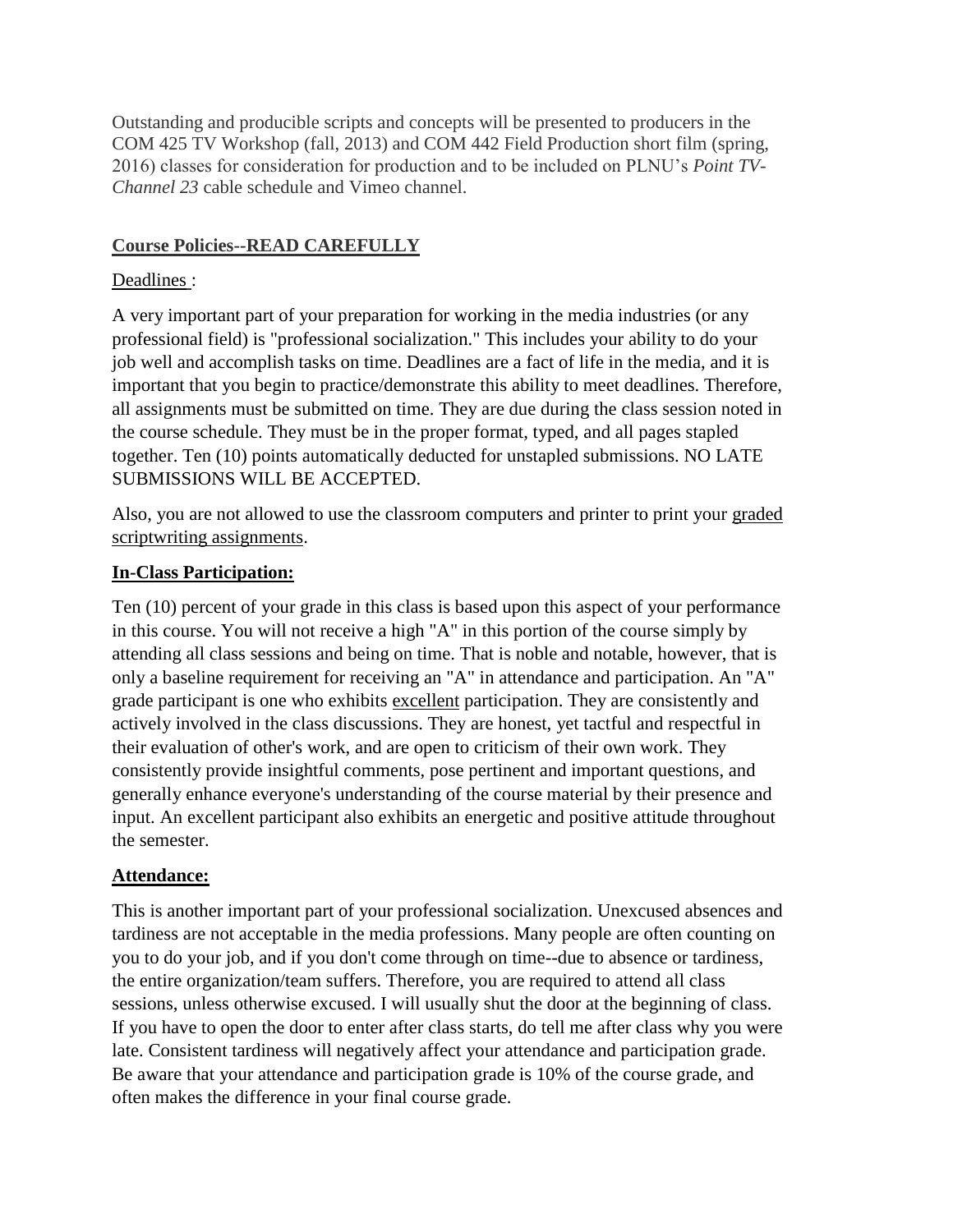Outstanding and producible scripts and concepts will be presented to producers in the COM 425 TV Workshop (fall, 2013) and COM 442 Field Production short film (spring, 2016) classes for consideration for production and to be included on PLNU's *Point TV-Channel 23* cable schedule and Vimeo channel.

## Course Policies--READ CAREFULLY

Deadlines :

A very important part of your preparation for working in the media industries (or any professional field) is "professional socialization." This includes your ability to do your job well and accomplish tasks on time. Deadlines are a fact of life in the media, and it is important that you begin to practice/demonstrate this ability to meet deadlines. Therefore, all assignments must be submitted on time. They are due during the class session noted in the course schedule. They must be in the proper format, typed, and all pages stapled together. Ten (10) points automatically deducted for unstapled submissions. NO LATE SUBMISSIONS WILL BE ACCEPTED.

Also, you are not allowed to use the classroom computers and printer to print your graded scriptwriting assignments.

### In-Class Participation:

Ten (10) percent of your grade in this class is based upon this aspect of your performance in this course. You will not receive a high "A" in this portion of the course simply by attending all class sessions and being on time. That is noble and notable, however, that is only a baseline requirement for receiving an "A" in attendance and participation. An "A" grade participant is one who exhibits excellent participation. They are consistently and actively involved in the class discussions. They are honest, yet tactful and respectful in their evaluation of other's work, and are open to criticism of their own work. They consistently provide insightful comments, pose pertinent and important questions, and generally enhance everyone's understanding of the course material by their presence and input. An excellent participant also exhibits an energetic and positive attitude throughout the semester.

### Attendance:

This is another important part of your professional socialization. Unexcused absences and tardiness are not acceptable in the media professions. Many people are often counting on you to do your job, and if you don't come through on time--due to absence or tardiness, the entire organization/team suffers. Therefore, you are required to attend all class sessions, unless otherwise excused. I will usually shut the door at the beginning of class. If you have to open the door to enter after class starts, do tell me after class why you were late. Consistent tardiness will negatively affect your attendance and participation grade. Be aware that your attendance and participation grade is 10% of the course grade, and often makes the difference in your final course grade.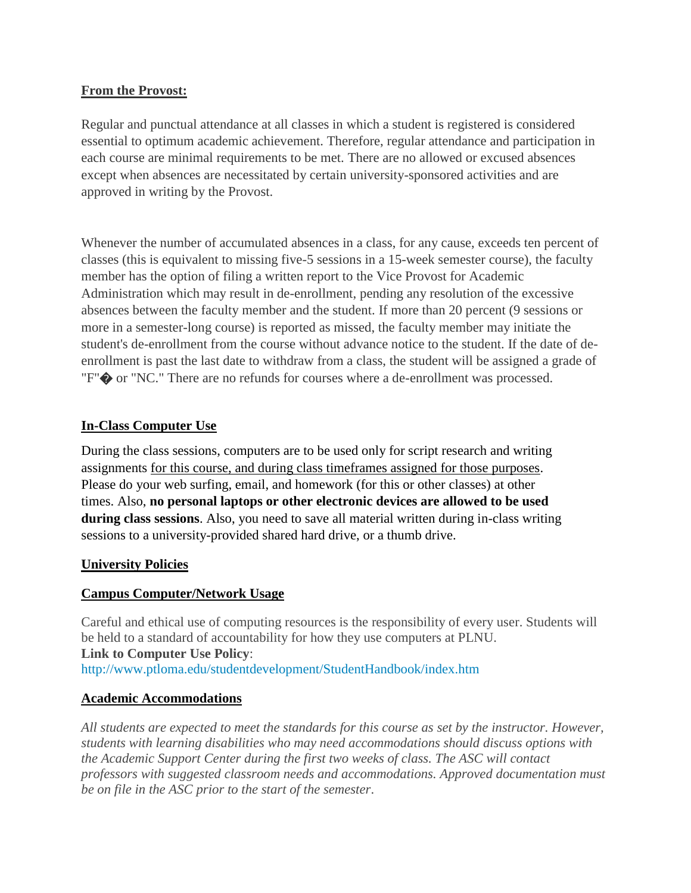**From the Provost:**

Regular and punctual attendance at all classes in which a student is registered is considered essential to optimum academic achievement. Therefore, regular attendance and participation in each course are minimal requirements to be met. There are no allowed or excused absences except when absences are necessitated by certain university-sponsored activities and are approved in writing by the Provost.

Whenever the number of accumulated absences in a class, for any cause, exceeds ten percent of classes (this is equivalent to missing five-5 sessions in a 15-week semester course), the faculty member has the option of filing a written report to the Vice Provost for Academic Administration which may result in de-enrollment, pending any resolution of the excessive absences between the faculty member and the student. If more than 20 percent (9 sessions or more in a semester-long course) is reported as missed, the faculty member may initiate the student's de-enrollment from the course without advance notice to the student. If the date of de-enrollment is past the last date to withdraw from a class, the student will be assigned a grade of "F"� or "NC." There are no refunds for courses where a de-enrollment was processed.

**In-Class Computer Use**

During the class sessions, computers are to be used only for script research and writing assignments for this course, and during class timeframes assigned for those purposes. Please do your web surfing, email, and homework (for this or other classes) at other times. Also, **no personal laptops or other electronic devices are allowed to be used during class sessions**. Also, you need to save all material written during in-class writing sessions to a university-provided shared hard drive, or a thumb drive.

**University Policies**

**Campus Computer/Network Usage**

Careful and ethical use of computing resources is the responsibility of every user. Students will be held to a standard of accountability for how they use computers at PLNU.
**Link to Computer Use Policy**:
http://www.ptloma.edu/studentdevelopment/StudentHandbook/index.htm

**Academic Accommodations**

*All students are expected to meet the standards for this course as set by the instructor. However, students with learning disabilities who may need accommodations should discuss options with the Academic Support Center during the first two weeks of class. The ASC will contact professors with suggested classroom needs and accommodations. Approved documentation must be on file in the ASC prior to the start of the semester.*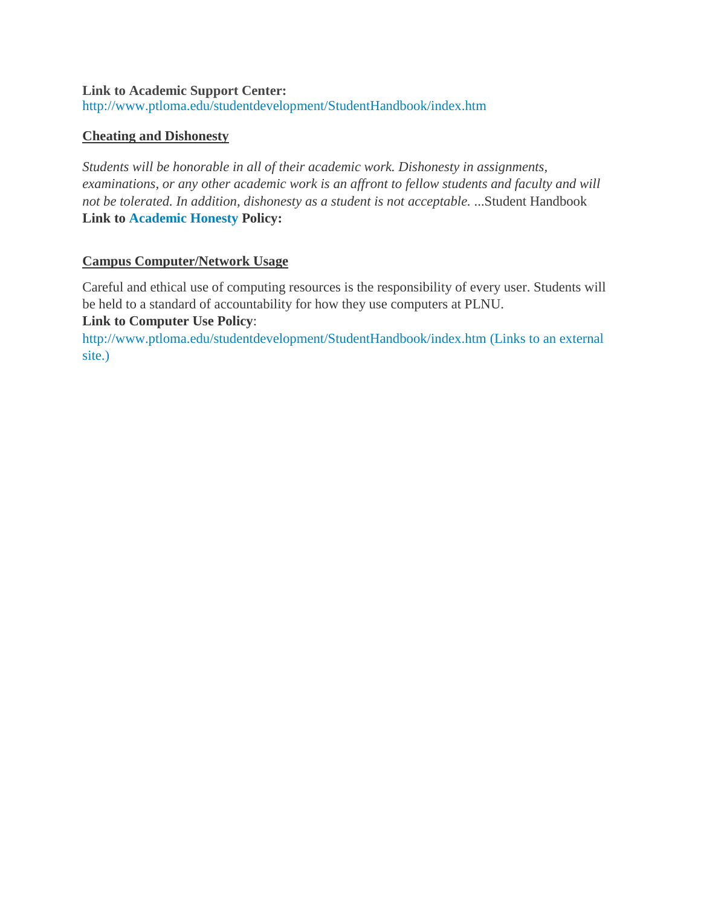**Link to Academic Support Center:**
http://www.ptloma.edu/studentdevelopment/StudentHandbook/index.htm

**Cheating and Dishonesty**

*Students will be honorable in all of their academic work. Dishonesty in assignments, examinations, or any other academic work is an affront to fellow students and faculty and will not be tolerated. In addition, dishonesty as a student is not acceptable. ...*Student Handbook
**Link to Academic Honesty Policy:**

**Campus Computer/Network Usage**

Careful and ethical use of computing resources is the responsibility of every user. Students will be held to a standard of accountability for how they use computers at PLNU.
**Link to Computer Use Policy**:
http://www.ptloma.edu/studentdevelopment/StudentHandbook/index.htm (Links to an external site.)